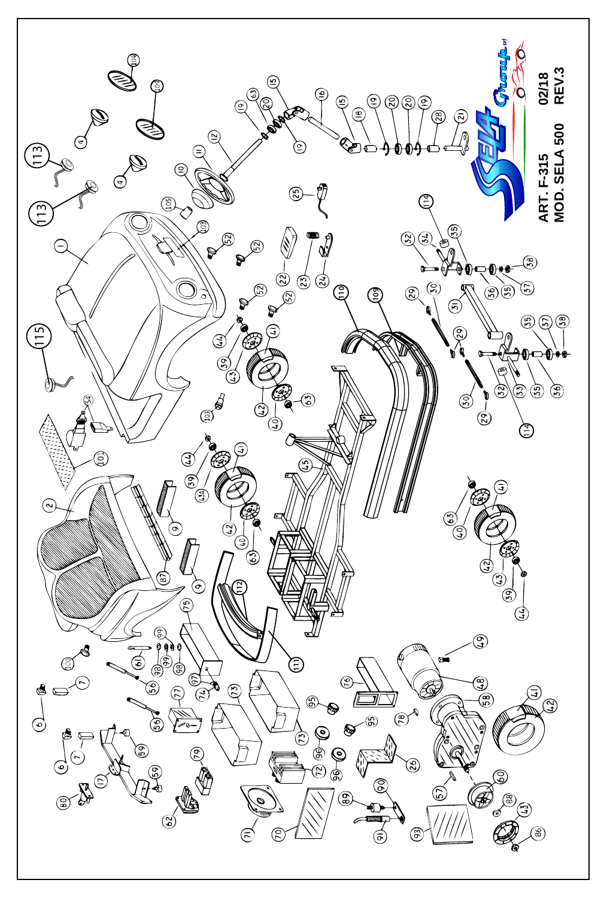ART. F-315
MOD. SELA 500

02/18
REV.3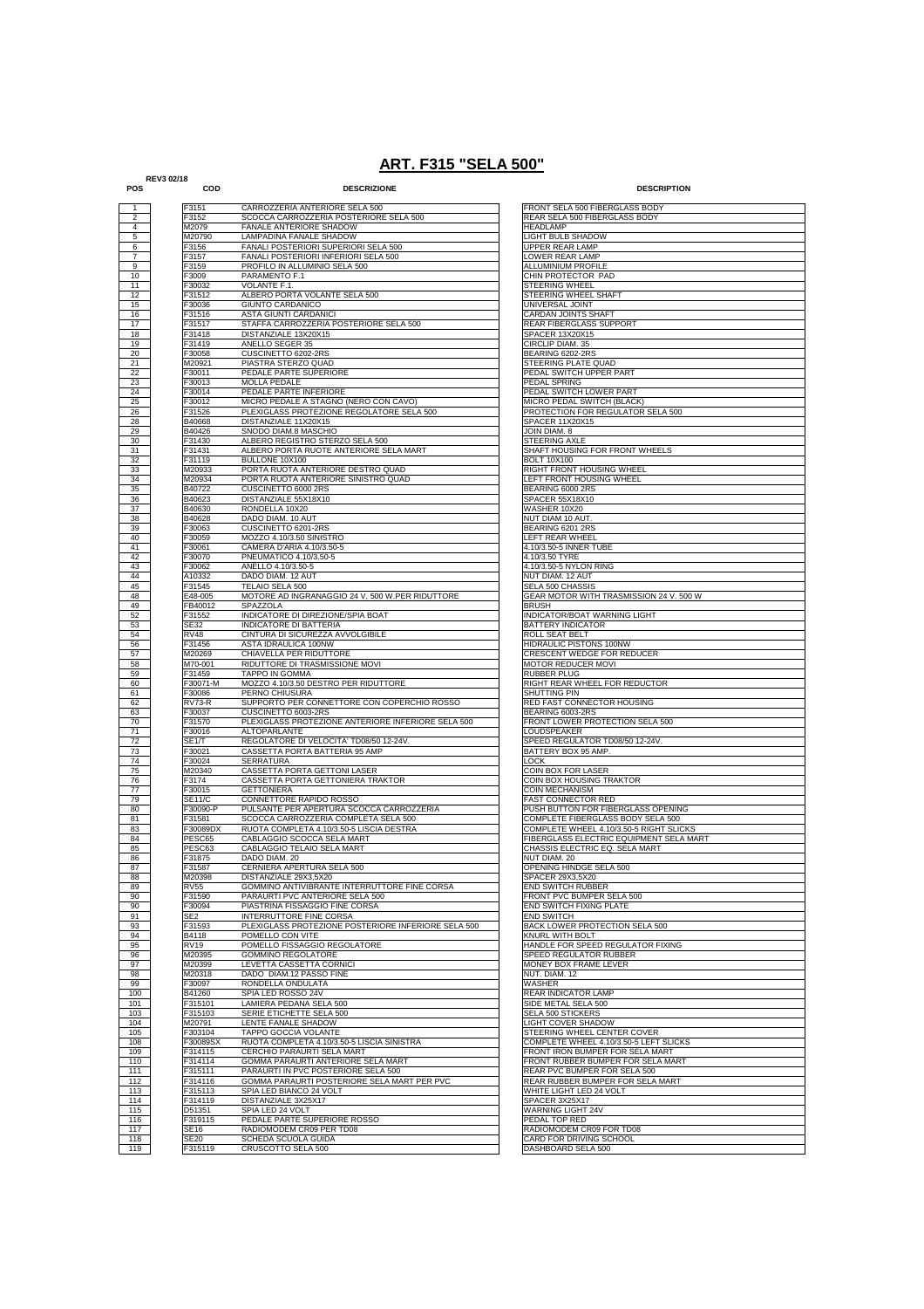# ART. F315 "SELA 500"

REV3 02/18

| POS | COD | DESCRIZIONE | DESCRIPTION |
|---|---|---|---|
| 1 | F3151 | CARROZZERIA ANTERIORE SELA 500 | FRONT SELA 500 FIBERGLASS BODY |
| 2 | F3152 | SCOCCA CARROZZERIA POSTERIORE SELA 500 | REAR SELA 500 FIBERGLASS BODY |
| 4 | M2079 | FANALE ANTERIORE SHADOW | HEADLAMP |
| 5 | M20790 | LAMPADINA FANALE SHADOW | LIGHT BULB SHADOW |
| 6 | F3156 | FANALI POSTERIORI SUPERIORI SELA 500 | UPPER REAR LAMP |
| 7 | F3157 | FANALI POSTERIORI INFERIORI SELA 500 | LOWER REAR LAMP |
| 9 | F3159 | PROFILO IN ALLUMINIO SELA 500 | ALLUMINIUM PROFILE |
| 10 | F3009 | PARAMENTO F.1 | CHIN PROTECTOR PAD |
| 11 | F30032 | VOLANTE F.1. | STEERING WHEEL |
| 12 | F31512 | ALBERO PORTA VOLANTE SELA 500 | STEERING WHEEL SHAFT |
| 15 | F30036 | GIUNTO CARDANICO | UNIVERSAL JOINT |
| 16 | F31516 | ASTA GIUNTI CARDANICI | CARDAN JOINTS SHAFT |
| 17 | F31517 | STAFFA CARROZZERIA POSTERIORE SELA 500 | REAR FIBERGLASS SUPPORT |
| 18 | F31418 | DISTANZIALE 13X20X15 | SPACER 13X20X15 |
| 19 | F31419 | ANELLO SEGER 35 | CIRCLIP DIAM. 35 |
| 20 | F30058 | CUSCINETTO 6202-2RS | BEARING 6202-2RS |
| 21 | M20921 | PIASTRA STERZO QUAD | STEERING PLATE QUAD |
| 22 | F30011 | PEDALE PARTE SUPERIORE | PEDAL SWITCH UPPER PART |
| 23 | F30013 | MOLLA PEDALE | PEDAL SPRING |
| 24 | F30014 | PEDALE PARTE INFERIORE | PEDAL SWITCH LOWER PART |
| 25 | F30012 | MICRO PEDALE A STAGNO (NERO CON CAVO) | MICRO PEDAL SWITCH (BLACK) |
| 26 | F31526 | PLEXIGLASS PROTEZIONE REGOLATORE SELA 500 | PROTECTION FOR REGULATOR SELA 500 |
| 28 | B40668 | DISTANZIALE 11X20X15 | SPACER 11X20X15 |
| 29 | B40426 | SNODO DIAM.8 MASCHIO | JOIN DIAM. 8 |
| 30 | F31430 | ALBERO REGISTRO STERZO SELA 500 | STEERING AXLE |
| 31 | F31431 | ALBERO PORTA RUOTE ANTERIORE SELA MART | SHAFT HOUSING FOR FRONT WHEELS |
| 32 | F31119 | BULLONE 10X100 | BOLT 10X100 |
| 33 | M20933 | PORTA RUOTA ANTERIORE DESTRO QUAD | RIGHT FRONT HOUSING WHEEL |
| 34 | M20934 | PORTA RUOTA ANTERIORE SINISTRO QUAD | LEFT FRONT HOUSING WHEEL |
| 35 | B40722 | CUSCINETTO 6000 2RS | BEARING 6000 2RS |
| 36 | B40623 | DISTANZIALE 55X18X10 | SPACER 55X18X10 |
| 37 | B40630 | RONDELLA 10X20 | WASHER 10X20 |
| 38 | B40628 | DADO DIAM. 10 AUT | NUT DIAM 10 AUT. |
| 39 | F30063 | CUSCINETTO 6201-2RS | BEARING 6201 2RS |
| 40 | F30059 | MOZZO 4.10/3.50 SINISTRO | LEFT REAR WHEEL |
| 41 | F30061 | CAMERA D'ARIA 4.10/3.50-5 | 4.10/3.50-5 INNER TUBE |
| 42 | F30070 | PNEUMATICO 4.10/3.50-5 | 4.10/3.50 TYRE |
| 43 | F30062 | ANELLO 4.10/3.50-5 | 4.10/3.50-5 NYLON RING |
| 44 | A10332 | DADO DIAM. 12 AUT | NUT DIAM. 12 AUT |
| 45 | F31545 | TELAIO SELA 500 | SELA 500 CHASSIS |
| 48 | E48-005 | MOTORE AD INGRANAGGIO 24 V. 500 W.PER RIDUTTORE | GEAR MOTOR WITH TRASMISSION 24 V. 500 W |
| 49 | FB40012 | SPAZZOLA | BRUSH |
| 52 | F31552 | INDICATORE DI DIREZIONE/SPIA BOAT | INDICATOR/BOAT WARNING LIGHT |
| 53 | SE32 | INDICATORE DI BATTERIA | BATTERY INDICATOR |
| 54 | RV48 | CINTURA DI SICUREZZA AVVOLGIBILE | ROLL SEAT BELT |
| 56 | F31456 | ASTA IDRAULICA 100NW | HIDRAULIC PISTONS 100NW |
| 57 | M20269 | CHIAVELLA PER RIDUTTORE | CRESCENT WEDGE FOR REDUCER |
| 58 | M70-001 | RIDUTTORE DI TRASMISSIONE MOVI | MOTOR REDUCER MOVI |
| 59 | F31459 | TAPPO IN GOMMA | RUBBER PLUG |
| 60 | F30071-M | MOZZO 4.10/3.50 DESTRO PER RIDUTTORE | RIGHT REAR WHEEL FOR REDUCTOR |
| 61 | F30086 | PERNO CHIUSURA | SHUTTING PIN |
| 62 | RV73-R | SUPPORTO PER CONNETTORE CON COPERCHIO ROSSO | RED FAST CONNECTOR HOUSING |
| 63 | F30037 | CUSCINETTO 6003-2RS | BEARING 6003-2RS |
| 70 | F31570 | PLEXIGLASS PROTEZIONE ANTERIORE INFERIORE SELA 500 | FRONT LOWER PROTECTION SELA 500 |
| 71 | F30016 | ALTOPARLANTE | LOUDSPEAKER |
| 72 | SE1/T | REGOLATORE DI VELOCITA' TD08/50 12-24V. | SPEED REGULATOR TD08/50 12-24V. |
| 73 | F30021 | CASSETTA PORTA BATTERIA 95 AMP | BATTERY BOX 95 AMP. |
| 74 | F30024 | SERRATURA | LOCK |
| 75 | M20340 | CASSETTA PORTA GETTONI LASER | COIN BOX FOR LASER |
| 76 | F3174 | CASSETTA PORTA GETTONIERA TRAKTOR | COIN BOX HOUSING TRAKTOR |
| 77 | F30015 | GETTONIERA | COIN MECHANISM |
| 79 | SE11/C | CONNETTORE RAPIDO ROSSO | FAST CONNECTOR RED |
| 80 | F30090-P | PULSANTE PER APERTURA SCOCCA CARROZZERIA | PUSH BUTTON FOR FIBERGLASS OPENING |
| 81 | F31581 | SCOCCA CARROZZERIA COMPLETA SELA 500 | COMPLETE FIBERGLASS BODY SELA 500 |
| 83 | F30089DX | RUOTA COMPLETA 4.10/3.50-5 LISCIA DESTRA | COMPLETE WHEEL 4.10/3.50-5 RIGHT SLICKS |
| 84 | PESC65 | CABLAGGIO SCOCCA SELA MART | FIBERGLASS ELECTRIC EQUIPMENT SELA MART |
| 85 | PESC63 | CABLAGGIO TELAIO SELA MART | CHASSIS ELECTRIC EQ. SELA MART |
| 86 | F31875 | DADO DIAM. 20 | NUT DIAM. 20 |
| 87 | F31587 | CERNIERA APERTURA SELA 500 | OPENING HINDGE SELA 500 |
| 88 | M20398 | DISTANZIALE 29X3,5X20 | SPACER 29X3,5X20 |
| 89 | RV55 | GOMMINO ANTIVIBRANTE INTERRUTTORE FINE CORSA | END SWITCH RUBBER |
| 90 | F31590 | PARAURTI PVC ANTERIORE SELA 500 | FRONT PVC BUMPER SELA 500 |
| 90 | F30094 | PIASTRINA FISSAGGIO FINE CORSA | END SWITCH FIXING PLATE |
| 91 | SE2 | INTERRUTTORE FINE CORSA | END SWITCH |
| 93 | F31593 | PLEXIGLASS PROTEZIONE POSTERIORE INFERIORE SELA 500 | BACK LOWER PROTECTION SELA 500 |
| 94 | B4118 | POMELLO CON VITE | KNURL WITH BOLT |
| 95 | RV19 | POMELLO FISSAGGIO REGOLATORE | HANDLE FOR SPEED REGULATOR FIXING |
| 96 | M20395 | GOMMINO REGOLATORE | SPEED REGULATOR RUBBER |
| 97 | M20399 | LEVETTA CASSETTA CORNICI | MONEY BOX FRAME LEVER |
| 98 | M20318 | DADO DIAM.12 PASSO FINE | NUT. DIAM. 12 |
| 99 | F30097 | RONDELLA ONDULATA | WASHER |
| 100 | B41260 | SPIA LED ROSSO 24V | REAR INDICATOR LAMP |
| 101 | F315101 | LAMIERA PEDANA SELA 500 | SIDE METAL SELA 500 |
| 103 | F315103 | SERIE ETICHETTE SELA 500 | SELA 500 STICKERS |
| 104 | M20791 | LENTE FANALE SHADOW | LIGHT COVER SHADOW |
| 105 | F303104 | TAPPO GOCCIA VOLANTE | STEERING WHEEL CENTER COVER |
| 108 | F30089SX | RUOTA COMPLETA 4.10/3.50-5 LISCIA SINISTRA | COMPLETE WHEEL 4.10/3.50-5 LEFT SLICKS |
| 109 | F314115 | CERCHIO PARAURTI SELA MART | FRONT IRON BUMPER FOR SELA MART |
| 110 | F314114 | GOMMA PARAURTI ANTERIORE SELA MART | FRONT RUBBER BUMPER FOR SELA MART |
| 111 | F315111 | PARAURTI IN PVC POSTERIORE SELA 500 | REAR PVC BUMPER FOR SELA 500 |
| 112 | F314116 | GOMMA PARAURTI POSTERIORE SELA MART PER PVC | REAR RUBBER BUMPER FOR SELA MART |
| 113 | F315113 | SPIA LED BIANCO 24 VOLT | WHITE LIGHT LED 24 VOLT |
| 114 | F314119 | DISTANZIALE 3X25X17 | SPACER 3X25X17 |
| 115 | D51351 | SPIA LED 24 VOLT | WARNING LIGHT 24V |
| 116 | F319115 | PEDALE PARTE SUPERIORE ROSSO | PEDAL TOP RED |
| 117 | SE16 | RADIOMODEM CR09 PER TD08 | RADIOMODEM CR09 FOR TD08 |
| 118 | SE20 | SCHEDA SCUOLA GUIDA | CARD FOR DRIVING SCHOOL |
| 119 | F315119 | CRUSCOTTO SELA 500 | DASHBOARD SELA 500 |